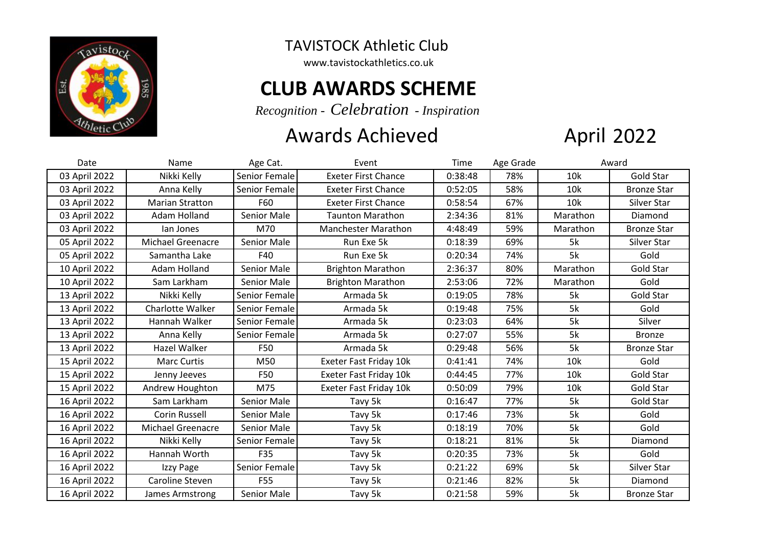TAVISTOCK Athletic Club

www.tavistockathletics.co.uk

# CLUB AWARDS SCHEME

*Recognition - Celebration - Inspiration*

## Awards Achieved April 2022

| Date | Name | Age Cat. | Event | Time | Age Grade | Award | |
|---|---|---|---|---|---|---|---|
| 03 April 2022 | Nikki Kelly | Senior Female | Exeter First Chance | 0:38:48 | 78% | 10k | Gold Star |
| 03 April 2022 | Anna Kelly | Senior Female | Exeter First Chance | 0:52:05 | 58% | 10k | Bronze Star |
| 03 April 2022 | Marian Stratton | F60 | Exeter First Chance | 0:58:54 | 67% | 10k | Silver Star |
| 03 April 2022 | Adam Holland | Senior Male | Taunton Marathon | 2:34:36 | 81% | Marathon | Diamond |
| 03 April 2022 | Ian Jones | M70 | Manchester Marathon | 4:48:49 | 59% | Marathon | Bronze Star |
| 05 April 2022 | Michael Greenacre | Senior Male | Run Exe 5k | 0:18:39 | 69% | 5k | Silver Star |
| 05 April 2022 | Samantha Lake | F40 | Run Exe 5k | 0:20:34 | 74% | 5k | Gold |
| 10 April 2022 | Adam Holland | Senior Male | Brighton Marathon | 2:36:37 | 80% | Marathon | Gold Star |
| 10 April 2022 | Sam Larkham | Senior Male | Brighton Marathon | 2:53:06 | 72% | Marathon | Gold |
| 13 April 2022 | Nikki Kelly | Senior Female | Armada 5k | 0:19:05 | 78% | 5k | Gold Star |
| 13 April 2022 | Charlotte Walker | Senior Female | Armada 5k | 0:19:48 | 75% | 5k | Gold |
| 13 April 2022 | Hannah Walker | Senior Female | Armada 5k | 0:23:03 | 64% | 5k | Silver |
| 13 April 2022 | Anna Kelly | Senior Female | Armada 5k | 0:27:07 | 55% | 5k | Bronze |
| 13 April 2022 | Hazel Walker | F50 | Armada 5k | 0:29:48 | 56% | 5k | Bronze Star |
| 15 April 2022 | Marc Curtis | M50 | Exeter Fast Friday 10k | 0:41:41 | 74% | 10k | Gold |
| 15 April 2022 | Jenny Jeeves | F50 | Exeter Fast Friday 10k | 0:44:45 | 77% | 10k | Gold Star |
| 15 April 2022 | Andrew Houghton | M75 | Exeter Fast Friday 10k | 0:50:09 | 79% | 10k | Gold Star |
| 16 April 2022 | Sam Larkham | Senior Male | Tavy 5k | 0:16:47 | 77% | 5k | Gold Star |
| 16 April 2022 | Corin Russell | Senior Male | Tavy 5k | 0:17:46 | 73% | 5k | Gold |
| 16 April 2022 | Michael Greenacre | Senior Male | Tavy 5k | 0:18:19 | 70% | 5k | Gold |
| 16 April 2022 | Nikki Kelly | Senior Female | Tavy 5k | 0:18:21 | 81% | 5k | Diamond |
| 16 April 2022 | Hannah Worth | F35 | Tavy 5k | 0:20:35 | 73% | 5k | Gold |
| 16 April 2022 | Izzy Page | Senior Female | Tavy 5k | 0:21:22 | 69% | 5k | Silver Star |
| 16 April 2022 | Caroline Steven | F55 | Tavy 5k | 0:21:46 | 82% | 5k | Diamond |
| 16 April 2022 | James Armstrong | Senior Male | Tavy 5k | 0:21:58 | 59% | 5k | Bronze Star |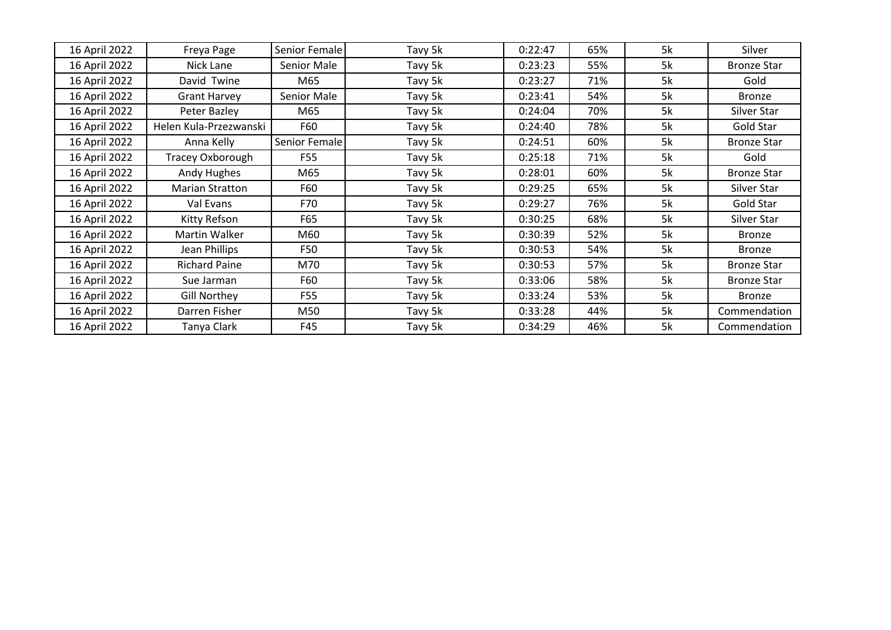| | | | | | | | |
|---|---|---|---|---|---|---|---|
| 16 April 2022 | Freya Page | Senior Female | Tavy 5k | 0:22:47 | 65% | 5k | Silver |
| 16 April 2022 | Nick Lane | Senior Male | Tavy 5k | 0:23:23 | 55% | 5k | Bronze Star |
| 16 April 2022 | David Twine | M65 | Tavy 5k | 0:23:27 | 71% | 5k | Gold |
| 16 April 2022 | Grant Harvey | Senior Male | Tavy 5k | 0:23:41 | 54% | 5k | Bronze |
| 16 April 2022 | Peter Bazley | M65 | Tavy 5k | 0:24:04 | 70% | 5k | Silver Star |
| 16 April 2022 | Helen Kula-Przezwanski | F60 | Tavy 5k | 0:24:40 | 78% | 5k | Gold Star |
| 16 April 2022 | Anna Kelly | Senior Female | Tavy 5k | 0:24:51 | 60% | 5k | Bronze Star |
| 16 April 2022 | Tracey Oxborough | F55 | Tavy 5k | 0:25:18 | 71% | 5k | Gold |
| 16 April 2022 | Andy Hughes | M65 | Tavy 5k | 0:28:01 | 60% | 5k | Bronze Star |
| 16 April 2022 | Marian Stratton | F60 | Tavy 5k | 0:29:25 | 65% | 5k | Silver Star |
| 16 April 2022 | Val Evans | F70 | Tavy 5k | 0:29:27 | 76% | 5k | Gold Star |
| 16 April 2022 | Kitty Refson | F65 | Tavy 5k | 0:30:25 | 68% | 5k | Silver Star |
| 16 April 2022 | Martin Walker | M60 | Tavy 5k | 0:30:39 | 52% | 5k | Bronze |
| 16 April 2022 | Jean Phillips | F50 | Tavy 5k | 0:30:53 | 54% | 5k | Bronze |
| 16 April 2022 | Richard Paine | M70 | Tavy 5k | 0:30:53 | 57% | 5k | Bronze Star |
| 16 April 2022 | Sue Jarman | F60 | Tavy 5k | 0:33:06 | 58% | 5k | Bronze Star |
| 16 April 2022 | Gill Northey | F55 | Tavy 5k | 0:33:24 | 53% | 5k | Bronze |
| 16 April 2022 | Darren Fisher | M50 | Tavy 5k | 0:33:28 | 44% | 5k | Commendation |
| 16 April 2022 | Tanya Clark | F45 | Tavy 5k | 0:34:29 | 46% | 5k | Commendation |